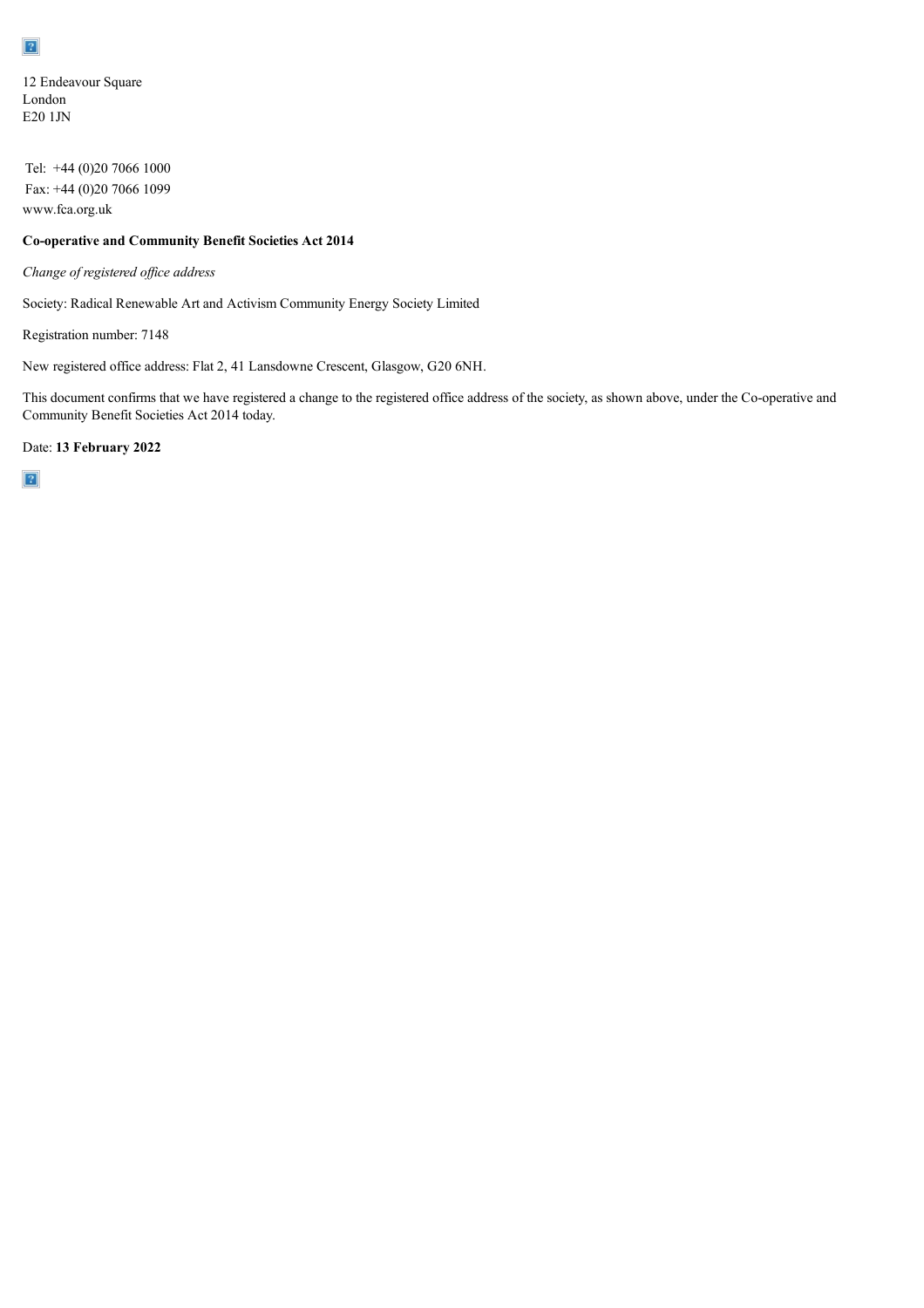12 Endeavour Square
London
E20 1JN

Tel: +44 (0)20 7066 1000
Fax: +44 (0)20 7066 1099
www.fca.org.uk

**Co-operative and Community Benefit Societies Act 2014**

*Change of registered office address*

Society: Radical Renewable Art and Activism Community Energy Society Limited

Registration number: 7148

New registered office address: Flat 2, 41 Lansdowne Crescent, Glasgow, G20 6NH.

This document confirms that we have registered a change to the registered office address of the society, as shown above, under the Co-operative and Community Benefit Societies Act 2014 today.

Date: **13 February 2022**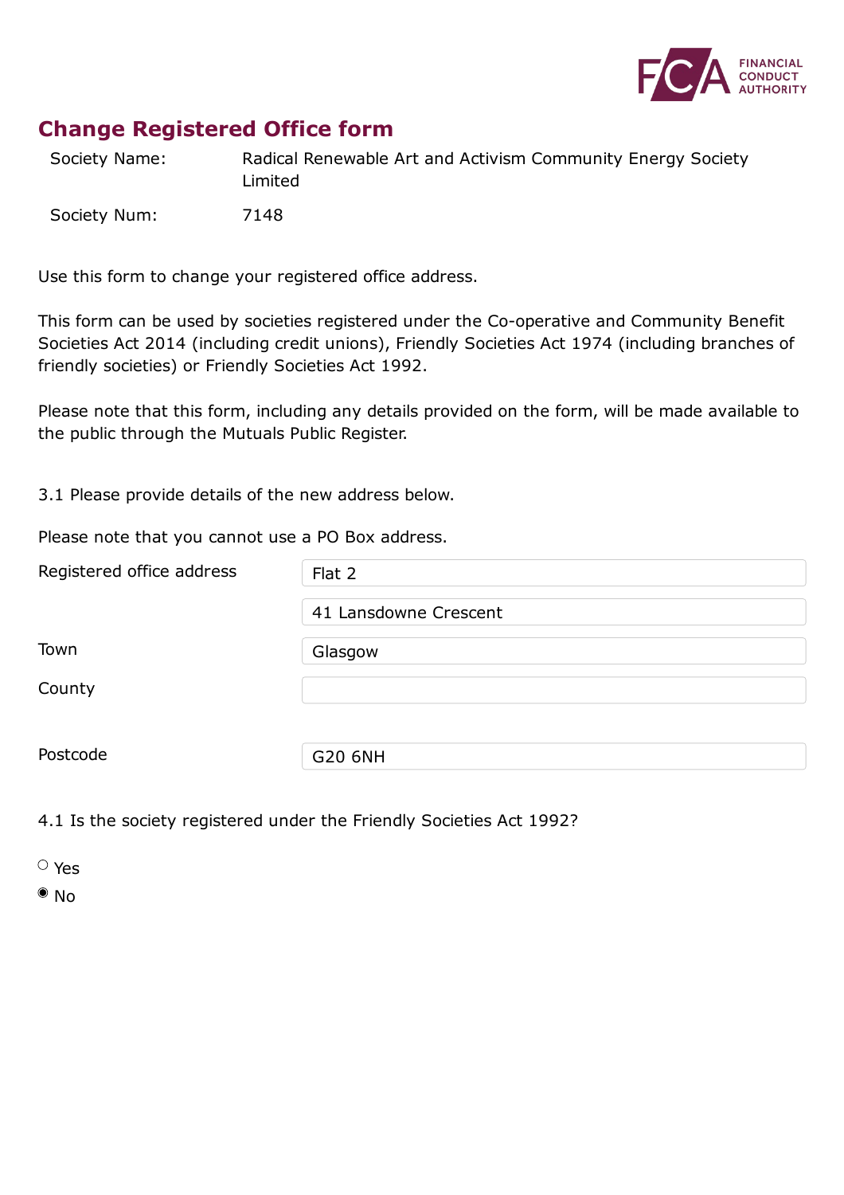# Change Registered Office form

| | |
|---|---|
| Society Name: | Radical Renewable Art and Activism Community Energy Society Limited |
| Society Num: | 7148 |

Use this form to change your registered office address.

This form can be used by societies registered under the Co-operative and Community Benefit Societies Act 2014 (including credit unions), Friendly Societies Act 1974 (including branches of friendly societies) or Friendly Societies Act 1992.

Please note that this form, including any details provided on the form, will be made available to the public through the Mutuals Public Register.

3.1 Please provide details of the new address below.

Please note that you cannot use a PO Box address.

| | |
|---|---|
| Registered office address | Flat 2 |
| | 41 Lansdowne Crescent |
| Town | Glasgow |
| County | |
| Postcode | G20 6NH |

4.1 Is the society registered under the Friendly Societies Act 1992?

- ○ Yes
- ◉ No